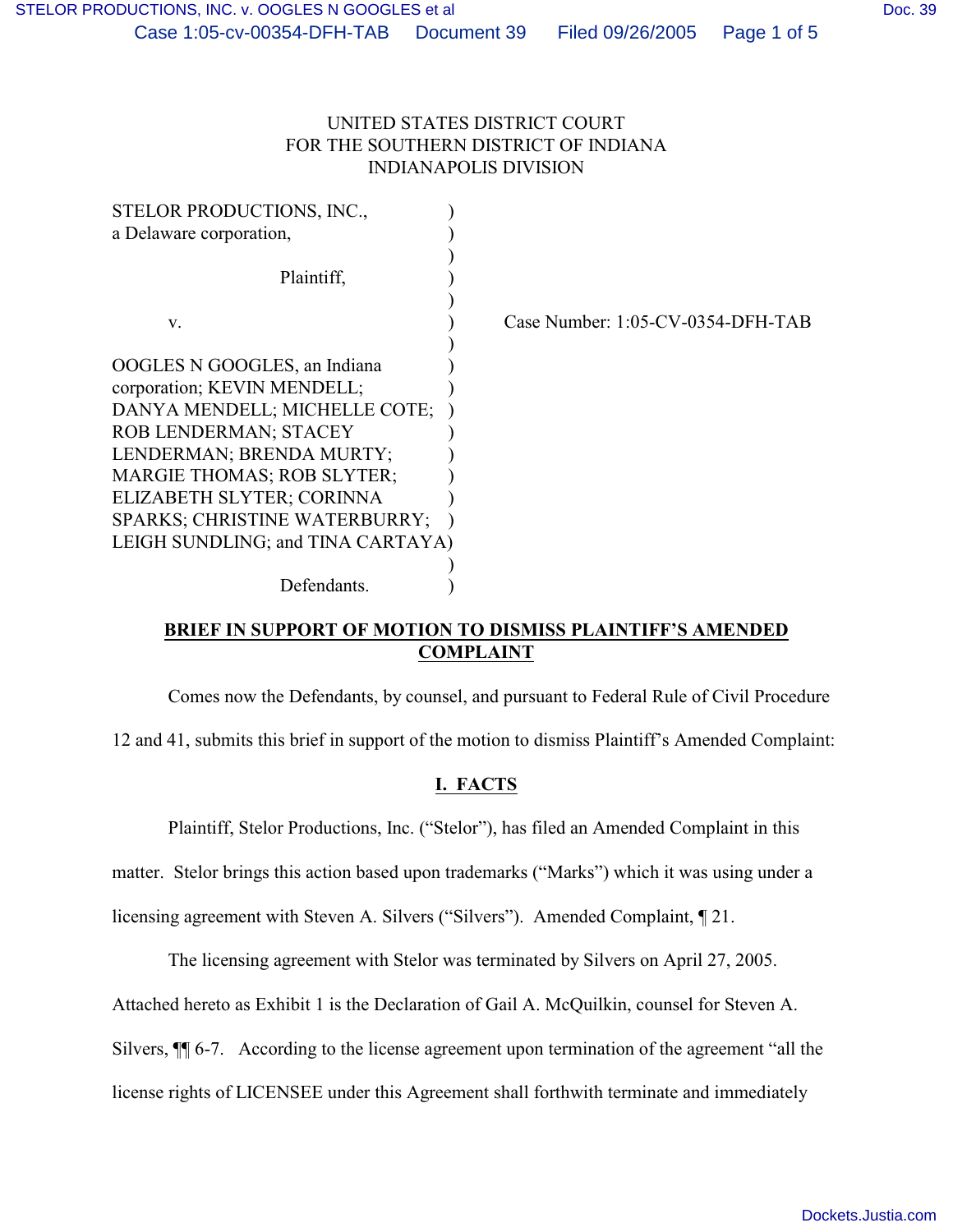UNITED STATES DISTRICT COURT
FOR THE SOUTHERN DISTRICT OF INDIANA
INDIANAPOLIS DIVISION

STELOR PRODUCTIONS, INC., a Delaware corporation,

Plaintiff,

v.

OOGLES N GOOGLES, an Indiana corporation; KEVIN MENDELL; DANYA MENDELL; MICHELLE COTE; ROB LENDERMAN; STACEY LENDERMAN; BRENDA MURTY; MARGIE THOMAS; ROB SLYTER; ELIZABETH SLYTER; CORINNA SPARKS; CHRISTINE WATERBURRY; LEIGH SUNDLING; and TINA CARTAYA

Defendants.

Case Number: 1:05-CV-0354-DFH-TAB

**BRIEF IN SUPPORT OF MOTION TO DISMISS PLAINTIFF'S AMENDED COMPLAINT**

Comes now the Defendants, by counsel, and pursuant to Federal Rule of Civil Procedure 12 and 41, submits this brief in support of the motion to dismiss Plaintiff's Amended Complaint:

## I. FACTS

Plaintiff, Stelor Productions, Inc. ("Stelor"), has filed an Amended Complaint in this matter. Stelor brings this action based upon trademarks ("Marks") which it was using under a licensing agreement with Steven A. Silvers ("Silvers"). Amended Complaint, ¶ 21.

The licensing agreement with Stelor was terminated by Silvers on April 27, 2005. Attached hereto as Exhibit 1 is the Declaration of Gail A. McQuilkin, counsel for Steven A. Silvers, ¶¶ 6-7. According to the license agreement upon termination of the agreement "all the license rights of LICENSEE under this Agreement shall forthwith terminate and immediately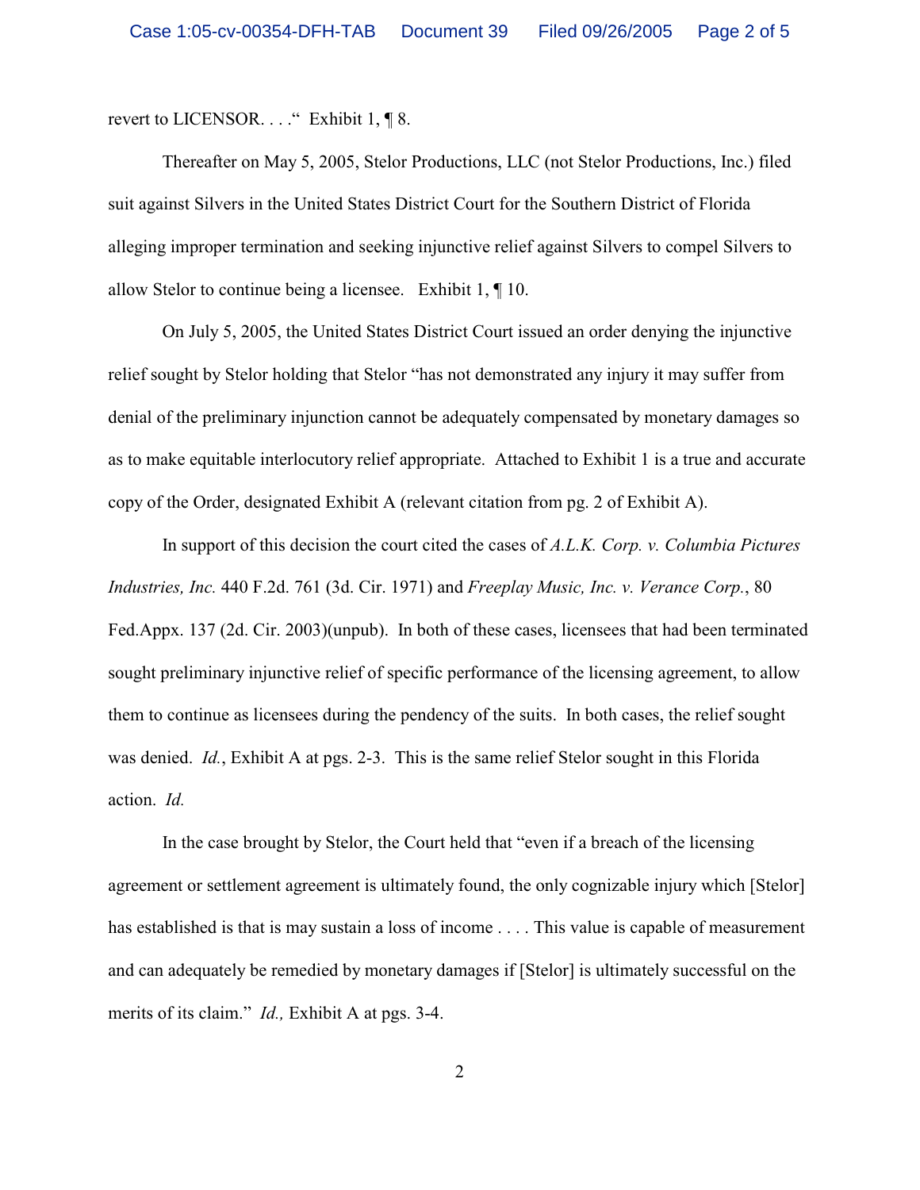revert to LICENSOR. . . .“ Exhibit 1, ¶ 8.

Thereafter on May 5, 2005, Stelor Productions, LLC (not Stelor Productions, Inc.) filed suit against Silvers in the United States District Court for the Southern District of Florida alleging improper termination and seeking injunctive relief against Silvers to compel Silvers to allow Stelor to continue being a licensee. Exhibit 1, ¶ 10.

On July 5, 2005, the United States District Court issued an order denying the injunctive relief sought by Stelor holding that Stelor “has not demonstrated any injury it may suffer from denial of the preliminary injunction cannot be adequately compensated by monetary damages so as to make equitable interlocutory relief appropriate. Attached to Exhibit 1 is a true and accurate copy of the Order, designated Exhibit A (relevant citation from pg. 2 of Exhibit A).

In support of this decision the court cited the cases of *A.L.K. Corp. v. Columbia Pictures Industries, Inc.* 440 F.2d. 761 (3d. Cir. 1971) and *Freeplay Music, Inc. v. Verance Corp.*, 80 Fed.Appx. 137 (2d. Cir. 2003)(unpub). In both of these cases, licensees that had been terminated sought preliminary injunctive relief of specific performance of the licensing agreement, to allow them to continue as licensees during the pendency of the suits. In both cases, the relief sought was denied. *Id.*, Exhibit A at pgs. 2-3. This is the same relief Stelor sought in this Florida action. *Id.*

In the case brought by Stelor, the Court held that “even if a breach of the licensing agreement or settlement agreement is ultimately found, the only cognizable injury which [Stelor] has established is that is may sustain a loss of income . . . . This value is capable of measurement and can adequately be remedied by monetary damages if [Stelor] is ultimately successful on the merits of its claim.” *Id.,* Exhibit A at pgs. 3-4.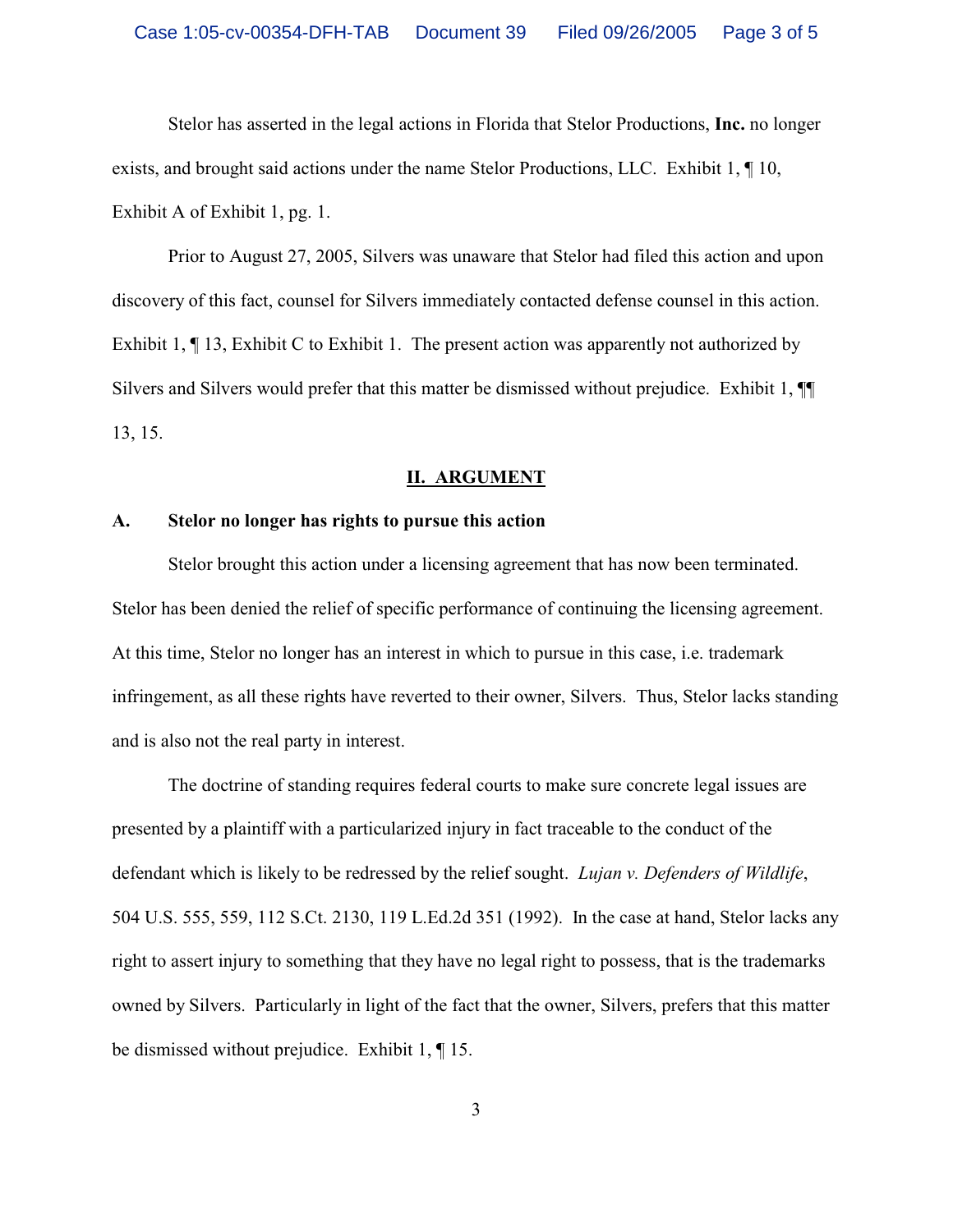Stelor has asserted in the legal actions in Florida that Stelor Productions, **Inc.** no longer exists, and brought said actions under the name Stelor Productions, LLC. Exhibit 1, ¶ 10, Exhibit A of Exhibit 1, pg. 1.

Prior to August 27, 2005, Silvers was unaware that Stelor had filed this action and upon discovery of this fact, counsel for Silvers immediately contacted defense counsel in this action. Exhibit 1, ¶ 13, Exhibit C to Exhibit 1. The present action was apparently not authorized by Silvers and Silvers would prefer that this matter be dismissed without prejudice. Exhibit 1, ¶¶ 13, 15.

## II. ARGUMENT

### A. Stelor no longer has rights to pursue this action

Stelor brought this action under a licensing agreement that has now been terminated. Stelor has been denied the relief of specific performance of continuing the licensing agreement. At this time, Stelor no longer has an interest in which to pursue in this case, i.e. trademark infringement, as all these rights have reverted to their owner, Silvers. Thus, Stelor lacks standing and is also not the real party in interest.

The doctrine of standing requires federal courts to make sure concrete legal issues are presented by a plaintiff with a particularized injury in fact traceable to the conduct of the defendant which is likely to be redressed by the relief sought. *Lujan v. Defenders of Wildlife*, 504 U.S. 555, 559, 112 S.Ct. 2130, 119 L.Ed.2d 351 (1992). In the case at hand, Stelor lacks any right to assert injury to something that they have no legal right to possess, that is the trademarks owned by Silvers. Particularly in light of the fact that the owner, Silvers, prefers that this matter be dismissed without prejudice. Exhibit 1, ¶ 15.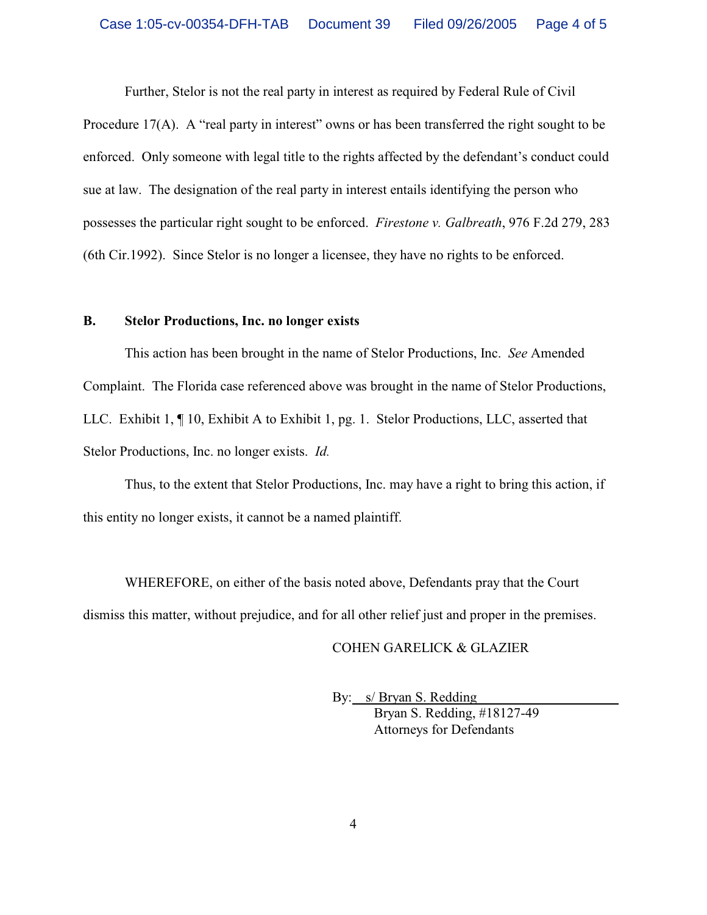Further, Stelor is not the real party in interest as required by Federal Rule of Civil Procedure 17(A). A "real party in interest" owns or has been transferred the right sought to be enforced. Only someone with legal title to the rights affected by the defendant's conduct could sue at law. The designation of the real party in interest entails identifying the person who possesses the particular right sought to be enforced. *Firestone v. Galbreath*, 976 F.2d 279, 283 (6th Cir.1992). Since Stelor is no longer a licensee, they have no rights to be enforced.

**B. Stelor Productions, Inc. no longer exists**

This action has been brought in the name of Stelor Productions, Inc. *See* Amended Complaint. The Florida case referenced above was brought in the name of Stelor Productions, LLC. Exhibit 1, ¶ 10, Exhibit A to Exhibit 1, pg. 1. Stelor Productions, LLC, asserted that Stelor Productions, Inc. no longer exists. *Id.*

Thus, to the extent that Stelor Productions, Inc. may have a right to bring this action, if this entity no longer exists, it cannot be a named plaintiff.

WHEREFORE, on either of the basis noted above, Defendants pray that the Court dismiss this matter, without prejudice, and for all other relief just and proper in the premises.

COHEN GARELICK & GLAZIER

By: s/ Bryan S. Redding
Bryan S. Redding, #18127-49
Attorneys for Defendants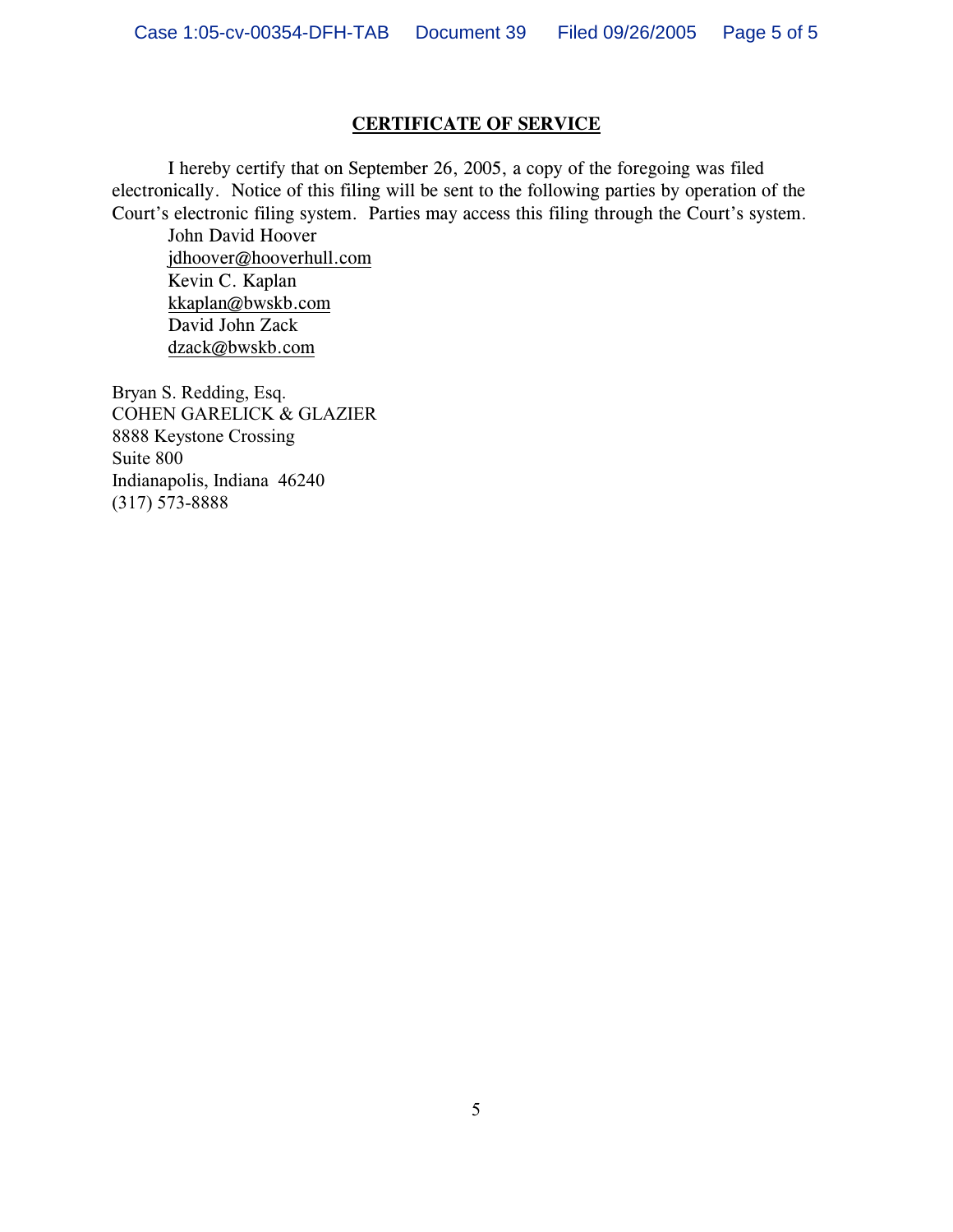## CERTIFICATE OF SERVICE

I hereby certify that on September 26, 2005, a copy of the foregoing was filed electronically. Notice of this filing will be sent to the following parties by operation of the Court's electronic filing system. Parties may access this filing through the Court's system.

John David Hoover
jdhoover@hooverhull.com
Kevin C. Kaplan
kkaplan@bwskb.com
David John Zack
dzack@bwskb.com

Bryan S. Redding, Esq.
COHEN GARELICK & GLAZIER
8888 Keystone Crossing
Suite 800
Indianapolis, Indiana 46240
(317) 573-8888